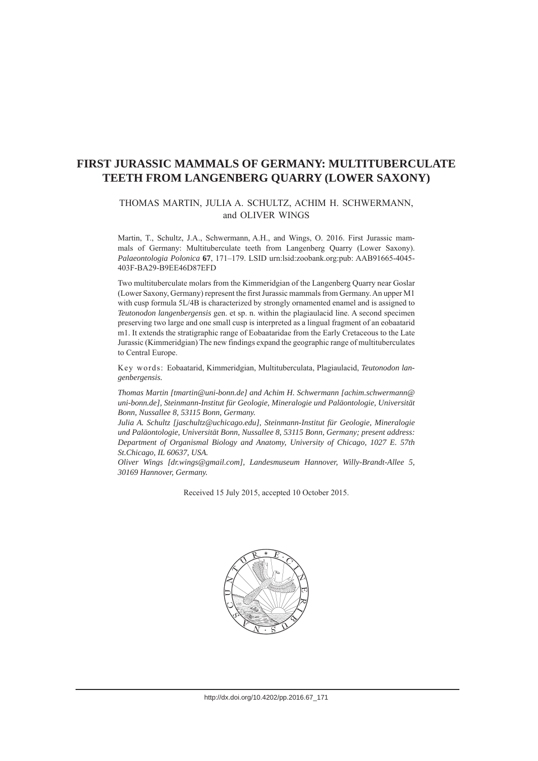# FIRST JURASSIC MAMMALS OF GERMANY: MULTITUBERCULATE TEETH FROM LANGENBERG QUARRY (LOWER SAXONY)

THOMAS MARTIN, JULIA A. SCHULTZ, ACHIM H. SCHWERMANN, and OLIVER WINGS

Martin, T., Schultz, J.A., Schwermann, A.H., and Wings, O. 2016. First Jurassic mammals of Germany: Multituberculate teeth from Langenberg Quarry (Lower Saxony). *Palaeontologia Polonica* **67**, 171–179. LSID urn:lsid:zoobank.org:pub: AAB91665-4045-403F-BA29-B9EE46D87EFD

Two multituberculate molars from the Kimmeridgian of the Langenberg Quarry near Goslar (Lower Saxony, Germany) represent the first Jurassic mammals from Germany. An upper M1 with cusp formula 5L/4B is characterized by strongly ornamented enamel and is assigned to *Teutonodon langenbergensis* gen. et sp. n. within the plagiaulacid line. A second specimen preserving two large and one small cusp is interpreted as a lingual fragment of an eobaatarid m1. It extends the stratigraphic range of Eobaataridae from the Early Cretaceous to the Late Jurassic (Kimmeridgian) The new findings expand the geographic range of multituberculates to Central Europe.

Key words: Eobaatarid, Kimmeridgian, Multituberculata, Plagiaulacid, *Teutonodon langenbergensis.*

*Thomas Martin [tmartin@uni-bonn.de] and Achim H. Schwermann [achim.schwermann@uni-bonn.de], Steinmann-Institut für Geologie, Mineralogie und Paläontologie, Universität Bonn, Nussallee 8, 53115 Bonn, Germany.*

*Julia A. Schultz [jaschultz@uchicago.edu], Steinmann-Institut für Geologie, Mineralogie und Paläontologie, Universität Bonn, Nussallee 8, 53115 Bonn, Germany; present address: Department of Organismal Biology and Anatomy, University of Chicago, 1027 E. 57th St.Chicago, IL 60637, USA.*

*Oliver Wings [dr.wings@gmail.com], Landesmuseum Hannover, Willy-Brandt-Allee 5, 30169 Hannover, Germany.*

Received 15 July 2015, accepted 10 October 2015.

http://dx.doi.org/10.4202/pp.2016.67_171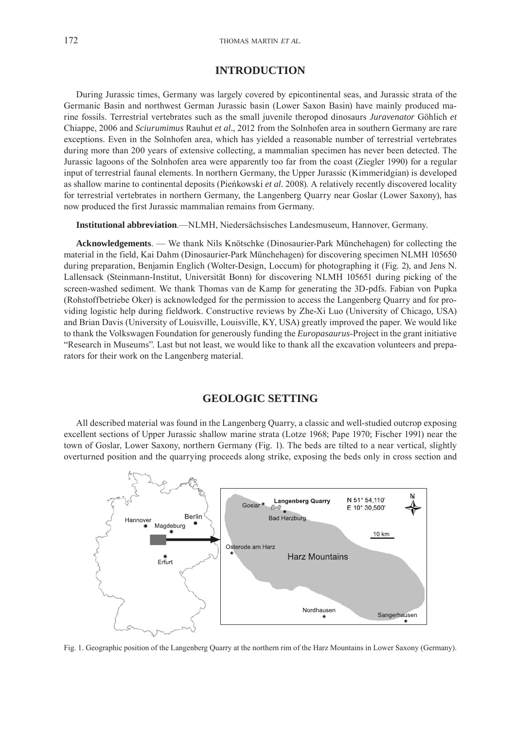## INTRODUCTION

During Jurassic times, Germany was largely covered by epicontinental seas, and Jurassic strata of the Germanic Basin and northwest German Jurassic basin (Lower Saxon Basin) have mainly produced marine fossils. Terrestrial vertebrates such as the small juvenile theropod dinosaurs *Juravenator* Göhlich *et* Chiappe, 2006 and *Sciurumimus* Rauhut *et al*., 2012 from the Solnhofen area in southern Germany are rare exceptions. Even in the Solnhofen area, which has yielded a reasonable number of terrestrial vertebrates during more than 200 years of extensive collecting, a mammalian specimen has never been detected. The Jurassic lagoons of the Solnhofen area were apparently too far from the coast (Ziegler 1990) for a regular input of terrestrial faunal elements. In northern Germany, the Upper Jurassic (Kimmeridgian) is developed as shallow marine to continental deposits (Pieńkowski *et al.* 2008). A relatively recently discovered locality for terrestrial vertebrates in northern Germany, the Langenberg Quarry near Goslar (Lower Saxony), has now produced the first Jurassic mammalian remains from Germany.

**Institutional abbreviation**.—NLMH, Niedersächsisches Landesmuseum, Hannover, Germany.

**Acknowledgements**. — We thank Nils Knötschke (Dinosaurier-Park Münchehagen) for collecting the material in the field, Kai Dahm (Dinosaurier-Park Münchehagen) for discovering specimen NLMH 105650 during preparation, Benjamin Englich (Wolter-Design, Loccum) for photographing it (Fig. 2), and Jens N. Lallensack (Steinmann-Institut, Universität Bonn) for discovering NLMH 105651 during picking of the screen-washed sediment. We thank Thomas van de Kamp for generating the 3D-pdfs. Fabian von Pupka (Rohstoffbetriebe Oker) is acknowledged for the permission to access the Langenberg Quarry and for providing logistic help during fieldwork. Constructive reviews by Zhe-Xi Luo (University of Chicago, USA) and Brian Davis (University of Louisville, Louisville, KY, USA) greatly improved the paper. We would like to thank the Volkswagen Foundation for generously funding the *Europasaurus*-Project in the grant initiative "Research in Museums". Last but not least, we would like to thank all the excavation volunteers and preparators for their work on the Langenberg material.

## GEOLOGIC SETTING

All described material was found in the Langenberg Quarry, a classic and well-studied outcrop exposing excellent sections of Upper Jurassic shallow marine strata (Lotze 1968; Pape 1970; Fischer 1991) near the town of Goslar, Lower Saxony, northern Germany (Fig. 1). The beds are tilted to a near vertical, slightly overturned position and the quarrying proceeds along strike, exposing the beds only in cross section and

Fig. 1. Geographic position of the Langenberg Quarry at the northern rim of the Harz Mountains in Lower Saxony (Germany).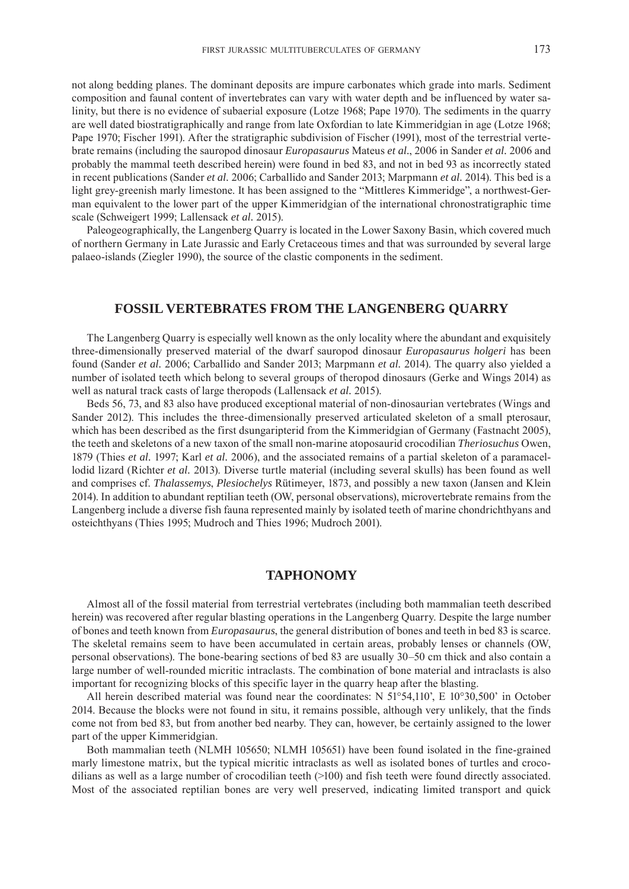not along bedding planes. The dominant deposits are impure carbonates which grade into marls. Sediment composition and faunal content of invertebrates can vary with water depth and be influenced by water salinity, but there is no evidence of subaerial exposure (Lotze 1968; Pape 1970). The sediments in the quarry are well dated biostratigraphically and range from late Oxfordian to late Kimmeridgian in age (Lotze 1968; Pape 1970; Fischer 1991). After the stratigraphic subdivision of Fischer (1991), most of the terrestrial vertebrate remains (including the sauropod dinosaur *Europasaurus* Mateus *et al*., 2006 in Sander *et al.* 2006 and probably the mammal teeth described herein) were found in bed 83, and not in bed 93 as incorrectly stated in recent publications (Sander *et al.* 2006; Carballido and Sander 2013; Marpmann *et al.* 2014). This bed is a light grey-greenish marly limestone. It has been assigned to the "Mittleres Kimmeridge", a northwest-German equivalent to the lower part of the upper Kimmeridgian of the international chronostratigraphic time scale (Schweigert 1999; Lallensack *et al.* 2015).

Paleogeographically, the Langenberg Quarry is located in the Lower Saxony Basin, which covered much of northern Germany in Late Jurassic and Early Cretaceous times and that was surrounded by several large palaeo-islands (Ziegler 1990), the source of the clastic components in the sediment.

## FOSSIL VERTEBRATES FROM THE LANGENBERG QUARRY

The Langenberg Quarry is especially well known as the only locality where the abundant and exquisitely three-dimensionally preserved material of the dwarf sauropod dinosaur *Europasaurus holgeri* has been found (Sander *et al.* 2006; Carballido and Sander 2013; Marpmann *et al.* 2014). The quarry also yielded a number of isolated teeth which belong to several groups of theropod dinosaurs (Gerke and Wings 2014) as well as natural track casts of large theropods (Lallensack *et al.* 2015).

Beds 56, 73, and 83 also have produced exceptional material of non-dinosaurian vertebrates (Wings and Sander 2012). This includes the three-dimensionally preserved articulated skeleton of a small pterosaur, which has been described as the first dsungaripterid from the Kimmeridgian of Germany (Fastnacht 2005), the teeth and skeletons of a new taxon of the small non-marine atoposaurid crocodilian *Theriosuchus* Owen, 1879 (Thies *et al.* 1997; Karl *et al.* 2006), and the associated remains of a partial skeleton of a paramacellodid lizard (Richter *et al.* 2013). Diverse turtle material (including several skulls) has been found as well and comprises cf. *Thalassemys*, *Plesiochelys* Rütimeyer, 1873, and possibly a new taxon (Jansen and Klein 2014). In addition to abundant reptilian teeth (OW, personal observations), microvertebrate remains from the Langenberg include a diverse fish fauna represented mainly by isolated teeth of marine chondrichthyans and osteichthyans (Thies 1995; Mudroch and Thies 1996; Mudroch 2001).

## TAPHONOMY

Almost all of the fossil material from terrestrial vertebrates (including both mammalian teeth described herein) was recovered after regular blasting operations in the Langenberg Quarry. Despite the large number of bones and teeth known from *Europasaurus*, the general distribution of bones and teeth in bed 83 is scarce. The skeletal remains seem to have been accumulated in certain areas, probably lenses or channels (OW, personal observations). The bone-bearing sections of bed 83 are usually 30–50 cm thick and also contain a large number of well-rounded micritic intraclasts. The combination of bone material and intraclasts is also important for recognizing blocks of this specific layer in the quarry heap after the blasting.

All herein described material was found near the coordinates: N 51°54,110', E 10°30,500' in October 2014. Because the blocks were not found in situ, it remains possible, although very unlikely, that the finds come not from bed 83, but from another bed nearby. They can, however, be certainly assigned to the lower part of the upper Kimmeridgian.

Both mammalian teeth (NLMH 105650; NLMH 105651) have been found isolated in the fine-grained marly limestone matrix, but the typical micritic intraclasts as well as isolated bones of turtles and crocodilians as well as a large number of crocodilian teeth (>100) and fish teeth were found directly associated. Most of the associated reptilian bones are very well preserved, indicating limited transport and quick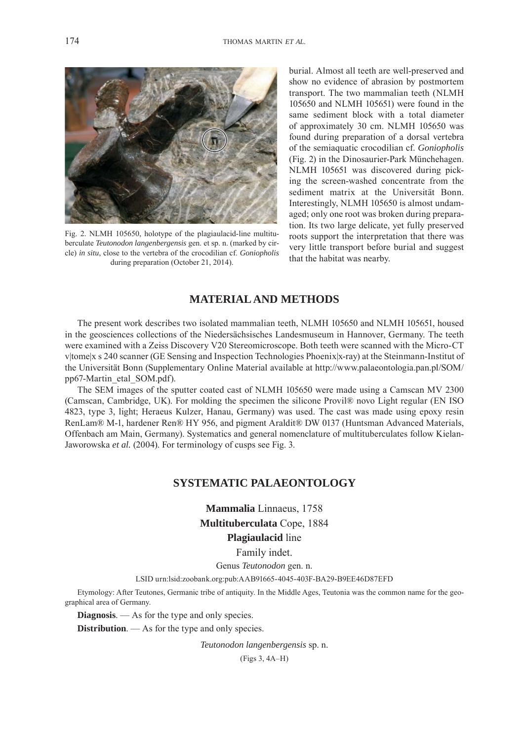Fig. 2. NLMH 105650, holotype of the plagiaulacid-line multituberculate *Teutonodon langenbergensis* gen. et sp. n. (marked by circle) *in situ*, close to the vertebra of the crocodilian cf. *Goniopholis* during preparation (October 21, 2014).

burial. Almost all teeth are well-preserved and show no evidence of abrasion by postmortem transport. The two mammalian teeth (NLMH 105650 and NLMH 105651) were found in the same sediment block with a total diameter of approximately 30 cm. NLMH 105650 was found during preparation of a dorsal vertebra of the semiaquatic crocodilian cf. *Goniopholis* (Fig. 2) in the Dinosaurier-Park Münchehagen. NLMH 105651 was discovered during picking the screen-washed concentrate from the sediment matrix at the Universität Bonn. Interestingly, NLMH 105650 is almost undamaged; only one root was broken during preparation. Its two large delicate, yet fully preserved roots support the interpretation that there was very little transport before burial and suggest that the habitat was nearby.

## MATERIAL AND METHODS

The present work describes two isolated mammalian teeth, NLMH 105650 and NLMH 105651, housed in the geosciences collections of the Niedersächsisches Landesmuseum in Hannover, Germany. The teeth were examined with a Zeiss Discovery V20 Stereomicroscope. Both teeth were scanned with the Micro-CT v|tome|x s 240 scanner (GE Sensing and Inspection Technologies Phoenix|x-ray) at the Steinmann-Institut of the Universität Bonn (Supplementary Online Material available at http://www.palaeontologia.pan.pl/SOM/pp67-Martin_etal_SOM.pdf).

The SEM images of the sputter coated cast of NLMH 105650 were made using a Camscan MV 2300 (Camscan, Cambridge, UK). For molding the specimen the silicone Provil® novo Light regular (EN ISO 4823, type 3, light; Heraeus Kulzer, Hanau, Germany) was used. The cast was made using epoxy resin RenLam® M-1, hardener Ren® HY 956, and pigment Araldit® DW 0137 (Huntsman Advanced Materials, Offenbach am Main, Germany). Systematics and general nomenclature of multituberculates follow Kielan-Jaworowska *et al.* (2004). For terminology of cusps see Fig. 3.

## SYSTEMATIC PALAEONTOLOGY

**Mammalia** Linnaeus, 1758

**Multituberculata** Cope, 1884

**Plagiaulacid** line

Family indet.

Genus *Teutonodon* gen. n.

LSID urn:lsid:zoobank.org:pub:AAB91665-4045-403F-BA29-B9EE46D87EFD

Etymology: After Teutones, Germanic tribe of antiquity. In the Middle Ages, Teutonia was the common name for the geographical area of Germany.

**Diagnosis**. — As for the type and only species.

**Distribution**. — As for the type and only species.

*Teutonodon langenbergensis* sp. n.

(Figs 3, 4A–H)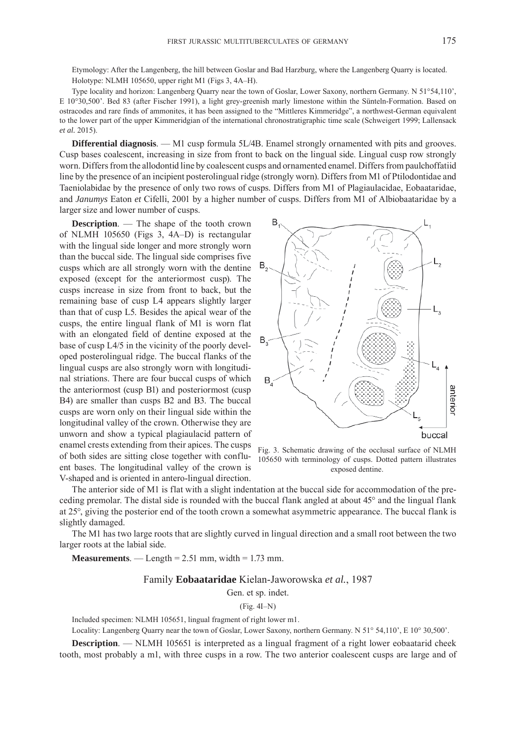Etymology: After the Langenberg, the hill between Goslar and Bad Harzburg, where the Langenberg Quarry is located.

Holotype: NLMH 105650, upper right M1 (Figs 3, 4A–H).

Type locality and horizon: Langenberg Quarry near the town of Goslar, Lower Saxony, northern Germany. N 51°54,110', E 10°30,500'. Bed 83 (after Fischer 1991), a light grey-greenish marly limestone within the Sünteln-Formation. Based on ostracodes and rare finds of ammonites, it has been assigned to the "Mittleres Kimmeridge", a northwest-German equivalent to the lower part of the upper Kimmeridgian of the international chronostratigraphic time scale (Schweigert 1999; Lallensack *et al.* 2015).

**Differential diagnosis**. — M1 cusp formula 5L/4B. Enamel strongly ornamented with pits and grooves. Cusp bases coalescent, increasing in size from front to back on the lingual side. Lingual cusp row strongly worn. Differs from the allodontid line by coalescent cusps and ornamented enamel. Differs from paulchoffatiid line by the presence of an incipient posterolingual ridge (strongly worn). Differs from M1 of Ptilodontidae and Taeniolabidae by the presence of only two rows of cusps. Differs from M1 of Plagiaulacidae, Eobaataridae, and *Janumys* Eaton *et* Cifelli, 2001 by a higher number of cusps. Differs from M1 of Albiobaataridae by a larger size and lower number of cusps.

**Description**. — The shape of the tooth crown of NLMH 105650 (Figs 3, 4A–D) is rectangular with the lingual side longer and more strongly worn than the buccal side. The lingual side comprises five cusps which are all strongly worn with the dentine exposed (except for the anteriormost cusp). The cusps increase in size from front to back, but the remaining base of cusp L4 appears slightly larger than that of cusp L5. Besides the apical wear of the cusps, the entire lingual flank of M1 is worn flat with an elongated field of dentine exposed at the base of cusp L4/5 in the vicinity of the poorly developed posterolingual ridge. The buccal flanks of the lingual cusps are also strongly worn with longitudinal striations. There are four buccal cusps of which the anteriormost (cusp B1) and posteriormost (cusp B4) are smaller than cusps B2 and B3. The buccal cusps are worn only on their lingual side within the longitudinal valley of the crown. Otherwise they are unworn and show a typical plagiaulacid pattern of enamel crests extending from their apices. The cusps of both sides are sitting close together with confluent bases. The longitudinal valley of the crown is V-shaped and is oriented in antero-lingual direction.

Fig. 3. Schematic drawing of the occlusal surface of NLMH 105650 with terminology of cusps. Dotted pattern illustrates exposed dentine.

The anterior side of M1 is flat with a slight indentation at the buccal side for accommodation of the preceding premolar. The distal side is rounded with the buccal flank angled at about 45° and the lingual flank at 25°, giving the posterior end of the tooth crown a somewhat asymmetric appearance. The buccal flank is slightly damaged.

The M1 has two large roots that are slightly curved in lingual direction and a small root between the two larger roots at the labial side.

**Measurements**. — Length = 2.51 mm, width = 1.73 mm.

## Family **Eobaataridae** Kielan-Jaworowska *et al.*, 1987

Gen. et sp. indet.

(Fig. 4I–N)

Included specimen: NLMH 105651, lingual fragment of right lower m1.

Locality: Langenberg Quarry near the town of Goslar, Lower Saxony, northern Germany. N 51° 54,110', E 10° 30,500'.

**Description**. — NLMH 105651 is interpreted as a lingual fragment of a right lower eobaatarid cheek tooth, most probably a m1, with three cusps in a row. The two anterior coalescent cusps are large and of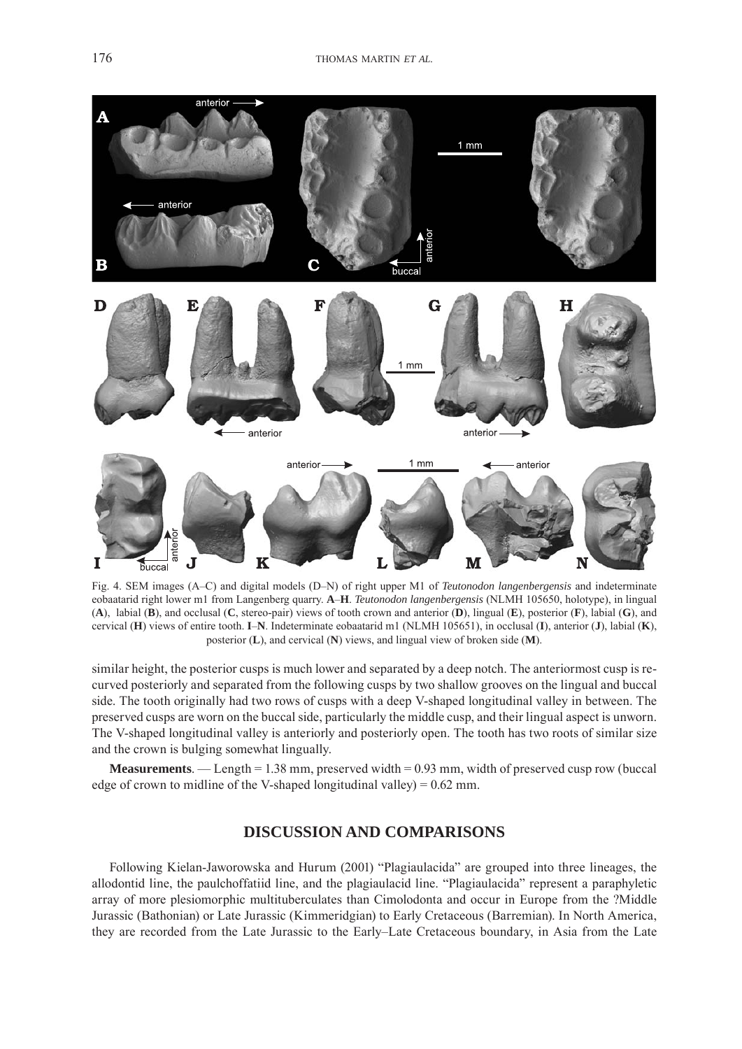Fig. 4. SEM images (A–C) and digital models (D–N) of right upper M1 of *Teutonodon langenbergensis* and indeterminate eobaatarid right lower m1 from Langenberg quarry. **A**–**H**. *Teutonodon langenbergensis* (NLMH 105650, holotype), in lingual (**A**), labial (**B**), and occlusal (**C**, stereo-pair) views of tooth crown and anterior (**D**), lingual (**E**), posterior (**F**), labial (**G**), and cervical (**H**) views of entire tooth. **I**–**N**. Indeterminate eobaatarid m1 (NLMH 105651), in occlusal (**I**), anterior (**J**), labial (**K**), posterior (**L**), and cervical (**N**) views, and lingual view of broken side (**M**).

similar height, the posterior cusps is much lower and separated by a deep notch. The anteriormost cusp is recurved posteriorly and separated from the following cusps by two shallow grooves on the lingual and buccal side. The tooth originally had two rows of cusps with a deep V-shaped longitudinal valley in between. The preserved cusps are worn on the buccal side, particularly the middle cusp, and their lingual aspect is unworn. The V-shaped longitudinal valley is anteriorly and posteriorly open. The tooth has two roots of similar size and the crown is bulging somewhat lingually.

**Measurements**. — Length = 1.38 mm, preserved width = 0.93 mm, width of preserved cusp row (buccal edge of crown to midline of the V-shaped longitudinal valley) = 0.62 mm.

## DISCUSSION AND COMPARISONS

Following Kielan-Jaworowska and Hurum (2001) "Plagiaulacida" are grouped into three lineages, the allodontid line, the paulchoffatiid line, and the plagiaulacid line. "Plagiaulacida" represent a paraphyletic array of more plesiomorphic multituberculates than Cimolodonta and occur in Europe from the ?Middle Jurassic (Bathonian) or Late Jurassic (Kimmeridgian) to Early Cretaceous (Barremian). In North America, they are recorded from the Late Jurassic to the Early–Late Cretaceous boundary, in Asia from the Late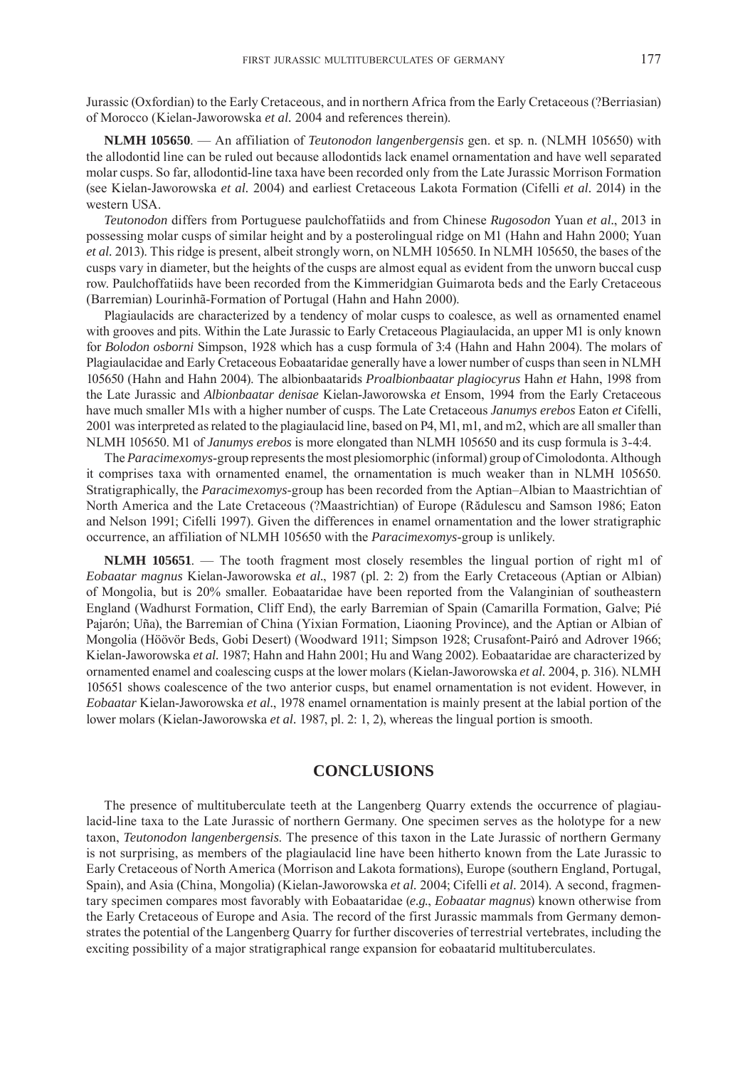Jurassic (Oxfordian) to the Early Cretaceous, and in northern Africa from the Early Cretaceous (?Berriasian) of Morocco (Kielan-Jaworowska *et al.* 2004 and references therein).

**NLMH 105650**. — An affiliation of *Teutonodon langenbergensis* gen. et sp. n. (NLMH 105650) with the allodontid line can be ruled out because allodontids lack enamel ornamentation and have well separated molar cusps. So far, allodontid-line taxa have been recorded only from the Late Jurassic Morrison Formation (see Kielan-Jaworowska *et al.* 2004) and earliest Cretaceous Lakota Formation (Cifelli *et al.* 2014) in the western USA.

*Teutonodon* differs from Portuguese paulchoffatiids and from Chinese *Rugosodon* Yuan *et al.*, 2013 in possessing molar cusps of similar height and by a posterolingual ridge on M1 (Hahn and Hahn 2000; Yuan *et al.* 2013). This ridge is present, albeit strongly worn, on NLMH 105650. In NLMH 105650, the bases of the cusps vary in diameter, but the heights of the cusps are almost equal as evident from the unworn buccal cusp row. Paulchoffatiids have been recorded from the Kimmeridgian Guimarota beds and the Early Cretaceous (Barremian) Lourinhã-Formation of Portugal (Hahn and Hahn 2000).

Plagiaulacids are characterized by a tendency of molar cusps to coalesce, as well as ornamented enamel with grooves and pits. Within the Late Jurassic to Early Cretaceous Plagiaulacida, an upper M1 is only known for *Bolodon osborni* Simpson, 1928 which has a cusp formula of 3:4 (Hahn and Hahn 2004). The molars of Plagiaulacidae and Early Cretaceous Eobaataridae generally have a lower number of cusps than seen in NLMH 105650 (Hahn and Hahn 2004). The albionbaatarids *Proalbionbaatar plagiocyrus* Hahn *et* Hahn, 1998 from the Late Jurassic and *Albionbaatar denisae* Kielan-Jaworowska *et* Ensom, 1994 from the Early Cretaceous have much smaller M1s with a higher number of cusps. The Late Cretaceous *Janumys erebos* Eaton *et* Cifelli, 2001 was interpreted as related to the plagiaulacid line, based on P4, M1, m1, and m2, which are all smaller than NLMH 105650. M1 of *Janumys erebos* is more elongated than NLMH 105650 and its cusp formula is 3-4:4.

The *Paracimexomys*-group represents the most plesiomorphic (informal) group of Cimolodonta. Although it comprises taxa with ornamented enamel, the ornamentation is much weaker than in NLMH 105650. Stratigraphically, the *Paracimexomys*-group has been recorded from the Aptian–Albian to Maastrichtian of North America and the Late Cretaceous (?Maastrichtian) of Europe (Rădulescu and Samson 1986; Eaton and Nelson 1991; Cifelli 1997). Given the differences in enamel ornamentation and the lower stratigraphic occurrence, an affiliation of NLMH 105650 with the *Paracimexomys*-group is unlikely.

**NLMH 105651**. — The tooth fragment most closely resembles the lingual portion of right m1 of *Eobaatar magnus* Kielan-Jaworowska *et al.*, 1987 (pl. 2: 2) from the Early Cretaceous (Aptian or Albian) of Mongolia, but is 20% smaller. Eobaataridae have been reported from the Valanginian of southeastern England (Wadhurst Formation, Cliff End), the early Barremian of Spain (Camarilla Formation, Galve; Pié Pajarón; Uña), the Barremian of China (Yixian Formation, Liaoning Province), and the Aptian or Albian of Mongolia (Höövör Beds, Gobi Desert) (Woodward 1911; Simpson 1928; Crusafont-Pairó and Adrover 1966; Kielan-Jaworowska *et al.* 1987; Hahn and Hahn 2001; Hu and Wang 2002). Eobaataridae are characterized by ornamented enamel and coalescing cusps at the lower molars (Kielan-Jaworowska *et al.* 2004, p. 316). NLMH 105651 shows coalescence of the two anterior cusps, but enamel ornamentation is not evident. However, in *Eobaatar* Kielan-Jaworowska *et al.*, 1978 enamel ornamentation is mainly present at the labial portion of the lower molars (Kielan-Jaworowska *et al.* 1987, pl. 2: 1, 2), whereas the lingual portion is smooth.

## CONCLUSIONS

The presence of multituberculate teeth at the Langenberg Quarry extends the occurrence of plagiaulacid-line taxa to the Late Jurassic of northern Germany. One specimen serves as the holotype for a new taxon, *Teutonodon langenbergensis*. The presence of this taxon in the Late Jurassic of northern Germany is not surprising, as members of the plagiaulacid line have been hitherto known from the Late Jurassic to Early Cretaceous of North America (Morrison and Lakota formations), Europe (southern England, Portugal, Spain), and Asia (China, Mongolia) (Kielan-Jaworowska *et al.* 2004; Cifelli *et al.* 2014). A second, fragmentary specimen compares most favorably with Eobaataridae (*e.g.*, *Eobaatar magnus*) known otherwise from the Early Cretaceous of Europe and Asia. The record of the first Jurassic mammals from Germany demonstrates the potential of the Langenberg Quarry for further discoveries of terrestrial vertebrates, including the exciting possibility of a major stratigraphical range expansion for eobaatarid multituberculates.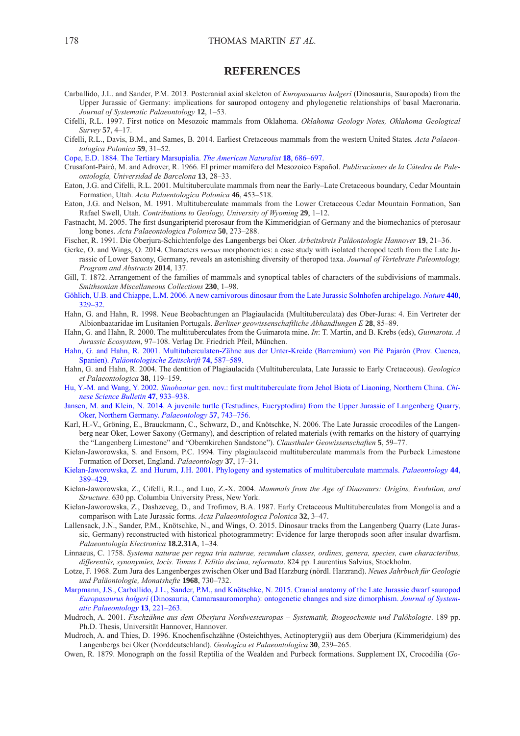## REFERENCES

Carballido, J.L. and Sander, P.M. 2013. Postcranial axial skeleton of *Europasaurus holgeri* (Dinosauria, Sauropoda) from the Upper Jurassic of Germany: implications for sauropod ontogeny and phylogenetic relationships of basal Macronaria. *Journal of Systematic Palaeontology* **12**, 1–53.

Cifelli, R.L. 1997. First notice on Mesozoic mammals from Oklahoma. *Oklahoma Geology Notes, Oklahoma Geological Survey* **57**, 4–17.

Cifelli, R.L., Davis, B.M., and Sames, B. 2014. Earliest Cretaceous mammals from the western United States. *Acta Palaeontologica Polonica* **59**, 31–52.

Cope, E.D. 1884. The Tertiary Marsupialia. *The American Naturalist* **18**, 686–697.

Crusafont-Pairó, M. and Adrover, R. 1966. El primer mamífero del Mesozoico Español. *Publicaciones de la Cátedra de Paleontología, Universidad de Barcelona* **13**, 28–33.

Eaton, J.G. and Cifelli, R.L. 2001. Multituberculate mammals from near the Early–Late Cretaceous boundary, Cedar Mountain Formation, Utah. *Acta Palaentologica Polonica* **46**, 453–518.

Eaton, J.G. and Nelson, M. 1991. Multituberculate mammals from the Lower Cretaceous Cedar Mountain Formation, San Rafael Swell, Utah. *Contributions to Geology, University of Wyoming* **29**, 1–12.

Fastnacht, M. 2005. The first dsungaripterid pterosaur from the Kimmeridgian of Germany and the biomechanics of pterosaur long bones. *Acta Palaeontologica Polonica* **50**, 273–288.

Fischer, R. 1991. Die Oberjura-Schichtenfolge des Langenbergs bei Oker. *Arbeitskreis Paläontologie Hannover* **19**, 21–36.

Gerke, O. and Wings, O. 2014. Characters *versus* morphometrics: a case study with isolated theropod teeth from the Late Jurassic of Lower Saxony, Germany, reveals an astonishing diversity of theropod taxa. *Journal of Vertebrate Paleontology, Program and Abstracts* **2014**, 137.

Gill, T. 1872. Arrangement of the families of mammals and synoptical tables of characters of the subdivisions of mammals. *Smithsonian Miscellaneous Collections* **230**, 1–98.

Göhlich, U.B. and Chiappe, L.M. 2006. A new carnivorous dinosaur from the Late Jurassic Solnhofen archipelago. *Nature* **440**, 329–32.

Hahn, G. and Hahn, R. 1998. Neue Beobachtungen an Plagiaulacida (Multituberculata) des Ober-Juras: 4. Ein Vertreter der Albionbaataridae im Lusitanien Portugals. *Berliner geowissenschaftliche Abhandlungen E* **28**, 85–89.

Hahn, G. and Hahn, R. 2000. The multituberculates from the Guimarota mine. *In*: T. Martin, and B. Krebs (eds), *Guimarota. A Jurassic Ecosystem*, 97–108. Verlag Dr. Friedrich Pfeil, München.

Hahn, G. and Hahn, R. 2001. Multituberculaten-Zähne aus der Unter-Kreide (Barremium) von Pié Pajarón (Prov. Cuenca, Spanien). *Paläontologische Zeitschrift* **74**, 587–589.

Hahn, G. and Hahn, R. 2004. The dentition of Plagiaulacida (Multituberculata, Late Jurassic to Early Cretaceous). *Geologica et Palaeontologica* **38**, 119–159.

Hu, Y.-M. and Wang, Y. 2002. *Sinobaatar* gen. nov.: first multituberculate from Jehol Biota of Liaoning, Northern China. *Chinese Science Bulletin* **47**, 933–938.

Jansen, M. and Klein, N. 2014. A juvenile turtle (Testudines, Eucryptodira) from the Upper Jurassic of Langenberg Quarry, Oker, Northern Germany. *Palaeontology* **57**, 743–756.

Karl, H.-V., Gröning, E., Brauckmann, C., Schwarz, D., and Knötschke, N. 2006. The Late Jurassic crocodiles of the Langenberg near Oker, Lower Saxony (Germany), and description of related materials (with remarks on the history of quarrying the "Langenberg Limestone" and "Obernkirchen Sandstone"). *Clausthaler Geowissenschaften* **5**, 59–77.

Kielan-Jaworowska, S. and Ensom, P.C. 1994. Tiny plagiaulacoid multituberculate mammals from the Purbeck Limestone Formation of Dorset, England. *Palaeontology* **37**, 17–31.

Kielan-Jaworowska, Z. and Hurum, J.H. 2001. Phylogeny and systematics of multituberculate mammals. *Palaeontology* **44**, 389–429.

Kielan-Jaworowska, Z., Cifelli, R.L., and Luo, Z.-X. 2004. *Mammals from the Age of Dinosaurs: Origins, Evolution, and Structure*. 630 pp. Columbia University Press, New York.

Kielan-Jaworowska, Z., Dashzeveg, D., and Trofimov, B.A. 1987. Early Cretaceous Multituberculates from Mongolia and a comparison with Late Jurassic forms. *Acta Palaeontologica Polonica* **32**, 3–47.

Lallensack, J.N., Sander, P.M., Knötschke, N., and Wings, O. 2015. Dinosaur tracks from the Langenberg Quarry (Late Jurassic, Germany) reconstructed with historical photogrammetry: Evidence for large theropods soon after insular dwarfism. *Palaeontologia Electronica* **18.2.31A**, 1–34.

Linnaeus, C. 1758. *Systema naturae per regna tria naturae, secundum classes, ordines, genera, species, cum characteribus, differentiis, synonymies, locis. Tomus I. Editio decima, reformata*. 824 pp. Laurentius Salvius, Stockholm.

Lotze, F. 1968. Zum Jura des Langenberges zwischen Oker und Bad Harzburg (nördl. Harzrand). *Neues Jahrbuch für Geologie und Paläontologie, Monatshefte* **1968**, 730–732.

Marpmann, J.S., Carballido, J.L., Sander, P.M., and Knötschke, N. 2015. Cranial anatomy of the Late Jurassic dwarf sauropod *Europasaurus holgeri* (Dinosauria, Camarasauromorpha): ontogenetic changes and size dimorphism. *Journal of Systematic Palaeontology* **13**, 221–263.

Mudroch, A. 2001. *Fischzähne aus dem Oberjura Nordwesteuropas – Systematik, Biogeochemie und Palökologie*. 189 pp. Ph.D. Thesis, Universität Hannover, Hannover.

Mudroch, A. and Thies, D. 1996. Knochenfischzähne (Osteichthyes, Actinopterygii) aus dem Oberjura (Kimmeridgium) des Langenbergs bei Oker (Norddeutschland). *Geologica et Palaeontologica* **30**, 239–265.

Owen, R. 1879. Monograph on the fossil Reptilia of the Wealden and Purbeck formations. Supplement IX, Crocodilia (*Go-*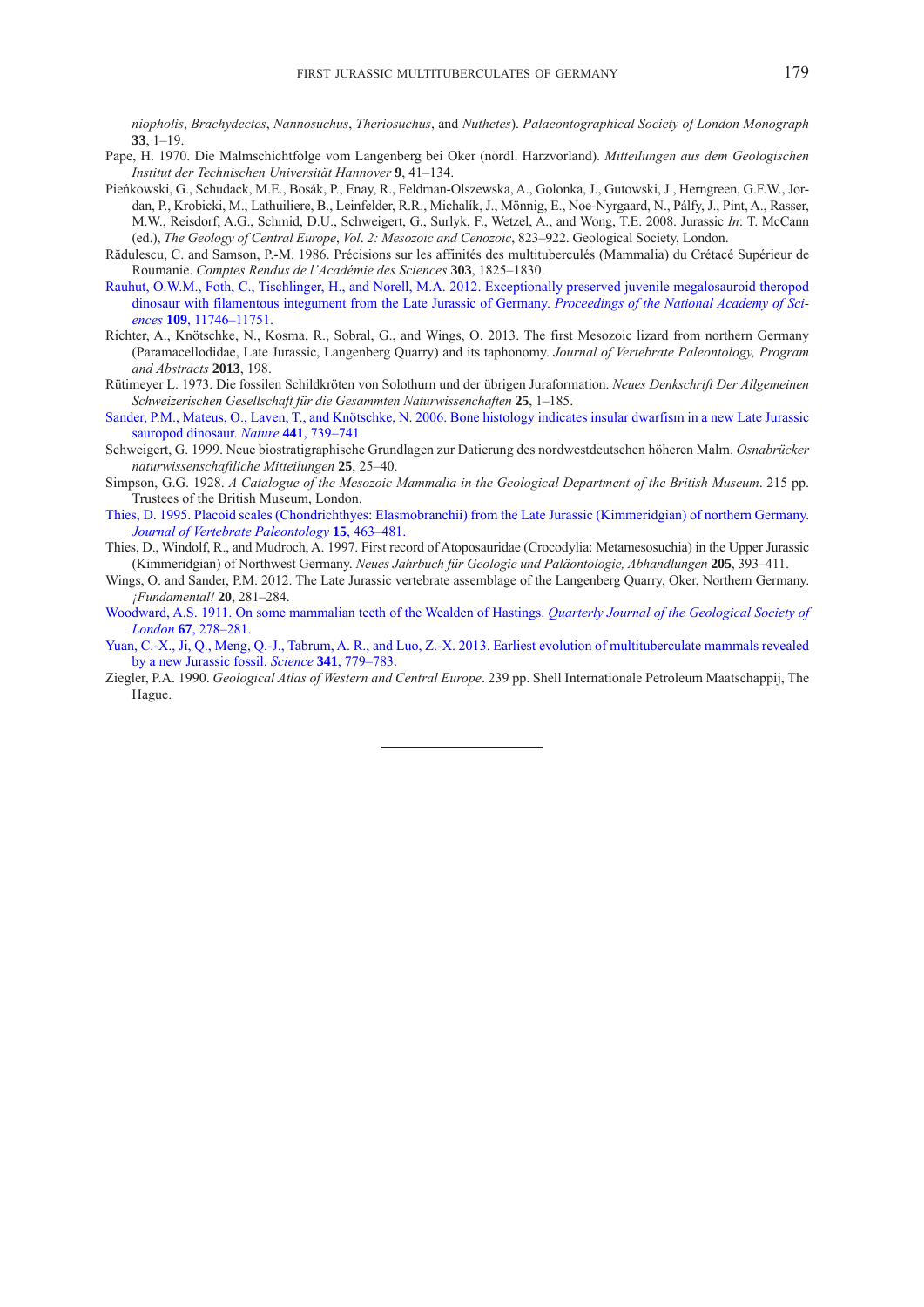*niopholis*, *Brachydectes*, *Nannosuchus*, *Theriosuchus*, and *Nuthetes*). *Palaeontographical Society of London Monograph* **33**, 1–19.

Pape, H. 1970. Die Malmschichtfolge vom Langenberg bei Oker (nördl. Harzvorland). *Mitteilungen aus dem Geologischen Institut der Technischen Universität Hannover* **9**, 41–134.

Pieńkowski, G., Schudack, M.E., Bosák, P., Enay, R., Feldman-Olszewska, A., Golonka, J., Gutowski, J., Herngreen, G.F.W., Jordan, P., Krobicki, M., Lathuiliere, B., Leinfelder, R.R., Michalík, J., Mönnig, E., Noe-Nyrgaard, N., Pálfy, J., Pint, A., Rasser, M.W., Reisdorf, A.G., Schmid, D.U., Schweigert, G., Surlyk, F., Wetzel, A., and Wong, T.E. 2008. Jurassic *In*: T. McCann (ed.), *The Geology of Central Europe*, *Vol. 2: Mesozoic and Cenozoic*, 823–922. Geological Society, London.

Rădulescu, C. and Samson, P.-M. 1986. Précisions sur les affinités des multituberculés (Mammalia) du Crétacé Supérieur de Roumanie. *Comptes Rendus de l'Académie des Sciences* **303**, 1825–1830.

Rauhut, O.W.M., Foth, C., Tischlinger, H., and Norell, M.A. 2012. Exceptionally preserved juvenile megalosauroid theropod dinosaur with filamentous integument from the Late Jurassic of Germany. *Proceedings of the National Academy of Sciences* **109**, 11746–11751.

Richter, A., Knötschke, N., Kosma, R., Sobral, G., and Wings, O. 2013. The first Mesozoic lizard from northern Germany (Paramacellodidae, Late Jurassic, Langenberg Quarry) and its taphonomy. *Journal of Vertebrate Paleontology, Program and Abstracts* **2013**, 198.

Rütimeyer L. 1973. Die fossilen Schildkröten von Solothurn und der übrigen Juraformation. *Neues Denkschrift Der Allgemeinen Schweizerischen Gesellschaft für die Gesammten Naturwissenschaften* **25**, 1–185.

Sander, P.M., Mateus, O., Laven, T., and Knötschke, N. 2006. Bone histology indicates insular dwarfism in a new Late Jurassic sauropod dinosaur. *Nature* **441**, 739–741.

Schweigert, G. 1999. Neue biostratigraphische Grundlagen zur Datierung des nordwestdeutschen höheren Malm. *Osnabrücker naturwissenschaftliche Mitteilungen* **25**, 25–40.

Simpson, G.G. 1928. *A Catalogue of the Mesozoic Mammalia in the Geological Department of the British Museum*. 215 pp. Trustees of the British Museum, London.

Thies, D. 1995. Placoid scales (Chondrichthyes: Elasmobranchii) from the Late Jurassic (Kimmeridgian) of northern Germany. *Journal of Vertebrate Paleontology* **15**, 463–481.

Thies, D., Windolf, R., and Mudroch, A. 1997. First record of Atoposauridae (Crocodylia: Metamesosuchia) in the Upper Jurassic (Kimmeridgian) of Northwest Germany. *Neues Jahrbuch für Geologie und Paläontologie, Abhandlungen* **205**, 393–411.

Wings, O. and Sander, P.M. 2012. The Late Jurassic vertebrate assemblage of the Langenberg Quarry, Oker, Northern Germany. *¡Fundamental!* **20**, 281–284.

Woodward, A.S. 1911. On some mammalian teeth of the Wealden of Hastings. *Quarterly Journal of the Geological Society of London* **67**, 278–281.

Yuan, C.-X., Ji, Q., Meng, Q.-J., Tabrum, A. R., and Luo, Z.-X. 2013. Earliest evolution of multituberculate mammals revealed by a new Jurassic fossil. *Science* **341**, 779–783.

Ziegler, P.A. 1990. *Geological Atlas of Western and Central Europe*. 239 pp. Shell Internationale Petroleum Maatschappij, The Hague.